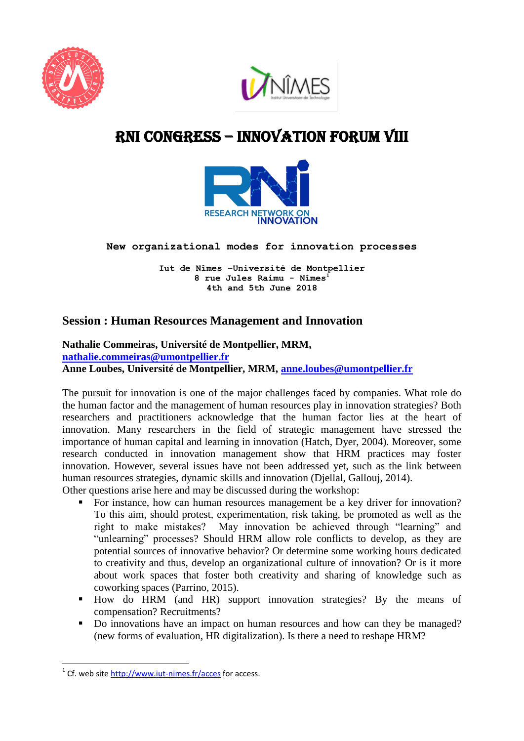# RNI CONGRESS – INNOVATION FORUM VIII

RESEARCH NETWORK ON INNOVATION

**New organizational modes for innovation processes**

**Iut de Nîmes –Université de Montpellier**
**8 rue Jules Raimu - Nîmes[1]**
**4th and 5th June 2018**

## Session : Human Resources Management and Innovation

**Nathalie Commeiras, Université de Montpellier, MRM, nathalie.commeiras@umontpellier.fr**
**Anne Loubes, Université de Montpellier, MRM, anne.loubes@umontpellier.fr**

The pursuit for innovation is one of the major challenges faced by companies. What role do the human factor and the management of human resources play in innovation strategies? Both researchers and practitioners acknowledge that the human factor lies at the heart of innovation. Many researchers in the field of strategic management have stressed the importance of human capital and learning in innovation (Hatch, Dyer, 2004). Moreover, some research conducted in innovation management show that HRM practices may foster innovation. However, several issues have not been addressed yet, such as the link between human resources strategies, dynamic skills and innovation (Djellal, Gallouj, 2014).
Other questions arise here and may be discussed during the workshop:

- For instance, how can human resources management be a key driver for innovation? To this aim, should protest, experimentation, risk taking, be promoted as well as the right to make mistakes? May innovation be achieved through "learning" and "unlearning" processes? Should HRM allow role conflicts to develop, as they are potential sources of innovative behavior? Or determine some working hours dedicated to creativity and thus, develop an organizational culture of innovation? Or is it more about work spaces that foster both creativity and sharing of knowledge such as coworking spaces (Parrino, 2015).
- How do HRM (and HR) support innovation strategies? By the means of compensation? Recruitments?
- Do innovations have an impact on human resources and how can they be managed? (new forms of evaluation, HR digitalization). Is there a need to reshape HRM?

---

[1] Cf. web site http://www.iut-nimes.fr/acces for access.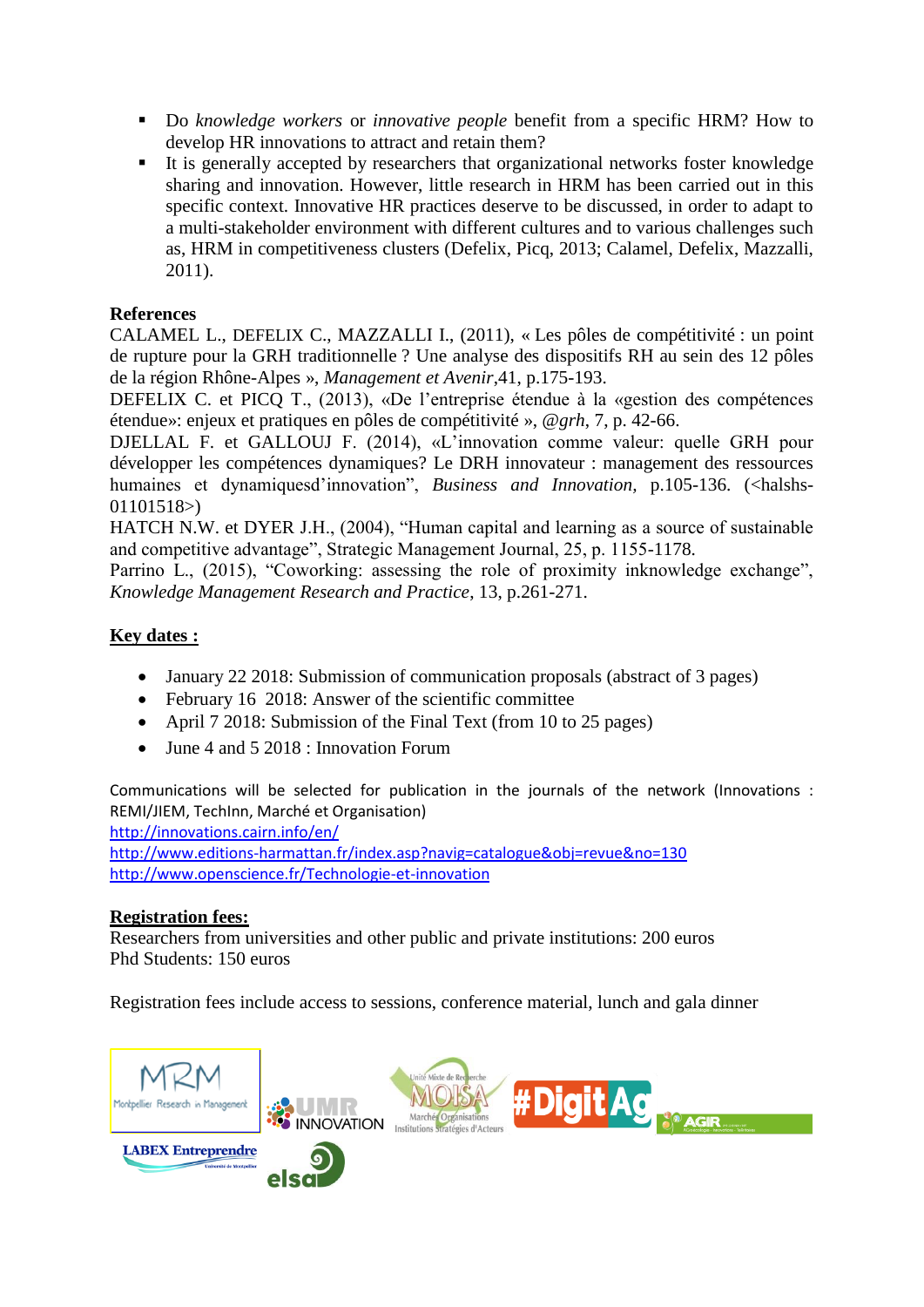- Do *knowledge workers* or *innovative people* benefit from a specific HRM? How to develop HR innovations to attract and retain them?
- It is generally accepted by researchers that organizational networks foster knowledge sharing and innovation. However, little research in HRM has been carried out in this specific context. Innovative HR practices deserve to be discussed, in order to adapt to a multi-stakeholder environment with different cultures and to various challenges such as, HRM in competitiveness clusters (Defelix, Picq, 2013; Calamel, Defelix, Mazzalli, 2011).

**References**

CALAMEL L., DEFELIX C., MAZZALLI I., (2011), « Les pôles de compétitivité : un point de rupture pour la GRH traditionnelle ? Une analyse des dispositifs RH au sein des 12 pôles de la région Rhône-Alpes », *Management et Avenir*,41, p.175-193.

DEFELIX C. et PICQ T., (2013), «De l'entreprise étendue à la «gestion des compétences étendue»: enjeux et pratiques en pôles de compétitivité », *@grh*, 7, p. 42-66.

DJELLAL F. et GALLOUJ F. (2014), «L'innovation comme valeur: quelle GRH pour développer les compétences dynamiques? Le DRH innovateur : management des ressources humaines et dynamiquesd'innovation", *Business and Innovation*, p.105-136. (<halshs-01101518>)

HATCH N.W. et DYER J.H., (2004), "Human capital and learning as a source of sustainable and competitive advantage", Strategic Management Journal, 25, p. 1155-1178.

Parrino L., (2015), "Coworking: assessing the role of proximity inknowledge exchange", *Knowledge Management Research and Practice*, 13, p.261-271.

**Key dates :**

- January 22 2018: Submission of communication proposals (abstract of 3 pages)
- February 16 2018: Answer of the scientific committee
- April 7 2018: Submission of the Final Text (from 10 to 25 pages)
- June 4 and 5 2018 : Innovation Forum

Communications will be selected for publication in the journals of the network (Innovations : REMI/JIEM, TechInn, Marché et Organisation)

http://innovations.cairn.info/en/

http://www.editions-harmattan.fr/index.asp?navig=catalogue&obj=revue&no=130

http://www.openscience.fr/Technologie-et-innovation

**Registration fees:**

Researchers from universities and other public and private institutions: 200 euros

Phd Students: 150 euros

Registration fees include access to sessions, conference material, lunch and gala dinner